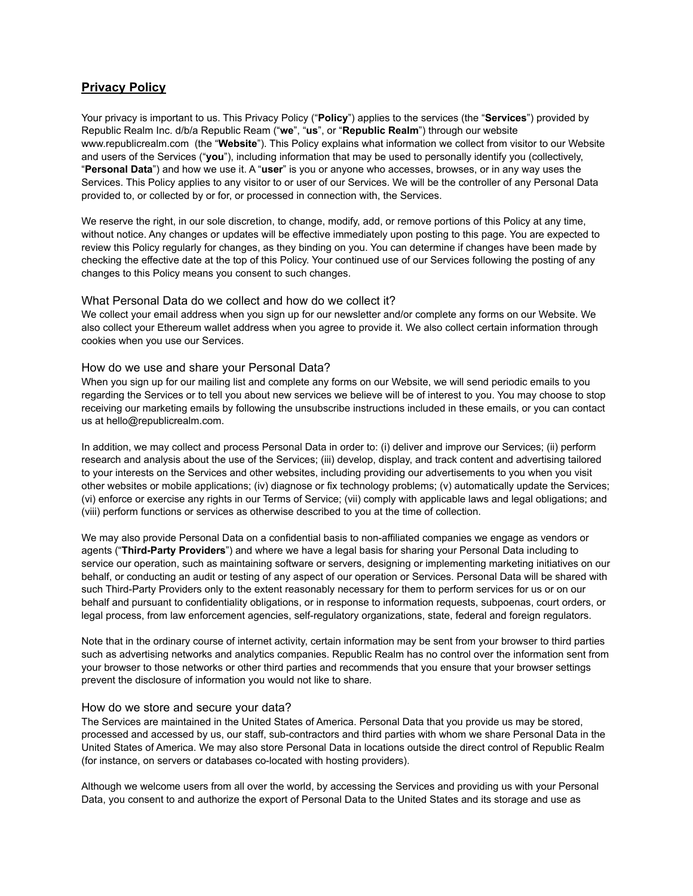# **Privacy Policy**

Your privacy is important to us. This Privacy Policy ("**Policy**") applies to the services (the "**Services**") provided by Republic Realm Inc. d/b/a Republic Ream ("**we**", "**us**", or "**Republic Realm**") through our website www.republicrealm.com (the "**Website**"). This Policy explains what information we collect from visitor to our Website and users of the Services ("**you**"), including information that may be used to personally identify you (collectively, "**Personal Data**") and how we use it. A "**user**" is you or anyone who accesses, browses, or in any way uses the Services. This Policy applies to any visitor to or user of our Services. We will be the controller of any Personal Data provided to, or collected by or for, or processed in connection with, the Services.

We reserve the right, in our sole discretion, to change, modify, add, or remove portions of this Policy at any time, without notice. Any changes or updates will be effective immediately upon posting to this page. You are expected to review this Policy regularly for changes, as they binding on you. You can determine if changes have been made by checking the effective date at the top of this Policy. Your continued use of our Services following the posting of any changes to this Policy means you consent to such changes.

## What Personal Data do we collect and how do we collect it?

We collect your email address when you sign up for our newsletter and/or complete any forms on our Website. We also collect your Ethereum wallet address when you agree to provide it. We also collect certain information through cookies when you use our Services.

## How do we use and share your Personal Data?

When you sign up for our mailing list and complete any forms on our Website, we will send periodic emails to you regarding the Services or to tell you about new services we believe will be of interest to you. You may choose to stop receiving our marketing emails by following the unsubscribe instructions included in these emails, or you can contact us at hello@republicrealm.com.

In addition, we may collect and process Personal Data in order to: (i) deliver and improve our Services; (ii) perform research and analysis about the use of the Services; (iii) develop, display, and track content and advertising tailored to your interests on the Services and other websites, including providing our advertisements to you when you visit other websites or mobile applications; (iv) diagnose or fix technology problems; (v) automatically update the Services; (vi) enforce or exercise any rights in our Terms of Service; (vii) comply with applicable laws and legal obligations; and (viii) perform functions or services as otherwise described to you at the time of collection.

We may also provide Personal Data on a confidential basis to non-affiliated companies we engage as vendors or agents ("**Third-Party Providers**") and where we have a legal basis for sharing your Personal Data including to service our operation, such as maintaining software or servers, designing or implementing marketing initiatives on our behalf, or conducting an audit or testing of any aspect of our operation or Services. Personal Data will be shared with such Third-Party Providers only to the extent reasonably necessary for them to perform services for us or on our behalf and pursuant to confidentiality obligations, or in response to information requests, subpoenas, court orders, or legal process, from law enforcement agencies, self-regulatory organizations, state, federal and foreign regulators.

Note that in the ordinary course of internet activity, certain information may be sent from your browser to third parties such as advertising networks and analytics companies. Republic Realm has no control over the information sent from your browser to those networks or other third parties and recommends that you ensure that your browser settings prevent the disclosure of information you would not like to share.

## How do we store and secure your data?

The Services are maintained in the United States of America. Personal Data that you provide us may be stored, processed and accessed by us, our staff, sub-contractors and third parties with whom we share Personal Data in the United States of America. We may also store Personal Data in locations outside the direct control of Republic Realm (for instance, on servers or databases co-located with hosting providers).

Although we welcome users from all over the world, by accessing the Services and providing us with your Personal Data, you consent to and authorize the export of Personal Data to the United States and its storage and use as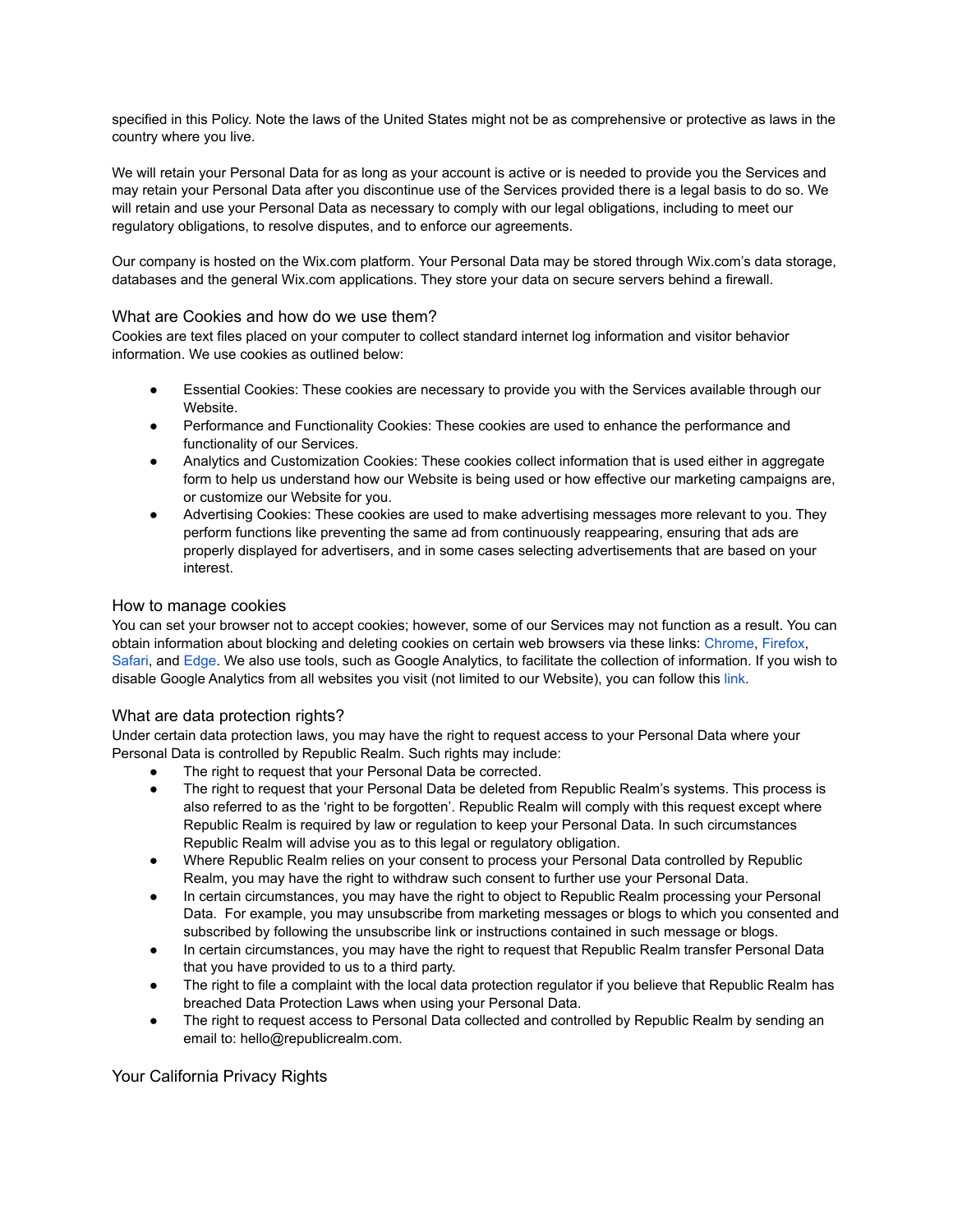specified in this Policy. Note the laws of the United States might not be as comprehensive or protective as laws in the country where you live.

We will retain your Personal Data for as long as your account is active or is needed to provide you the Services and may retain your Personal Data after you discontinue use of the Services provided there is a legal basis to do so. We will retain and use your Personal Data as necessary to comply with our legal obligations, including to meet our regulatory obligations, to resolve disputes, and to enforce our agreements.

Our company is hosted on the Wix.com platform. Your Personal Data may be stored through Wix.com's data storage, databases and the general Wix.com applications. They store your data on secure servers behind a firewall.

### What are Cookies and how do we use them?

Cookies are text files placed on your computer to collect standard internet log information and visitor behavior information. We use cookies as outlined below:

- Essential Cookies: These cookies are necessary to provide you with the Services available through our Website.
- Performance and Functionality Cookies: These cookies are used to enhance the performance and functionality of our Services.
- Analytics and Customization Cookies: These cookies collect information that is used either in aggregate form to help us understand how our Website is being used or how effective our marketing campaigns are, or customize our Website for you.
- Advertising Cookies: These cookies are used to make advertising messages more relevant to you. They perform functions like preventing the same ad from continuously reappearing, ensuring that ads are properly displayed for advertisers, and in some cases selecting advertisements that are based on your interest.

### How to manage cookies

You can set your browser not to accept cookies; however, some of our Services may not function as a result. You can obtain information about blocking and deleting cookies on certain web browsers via these links: Chrome, Firefox, Safari, and Edge. We also use tools, such as Google Analytics, to facilitate the collection of information. If you wish to disable Google Analytics from all websites you visit (not limited to our Website), you can follow this link.

### What are data protection rights?

Under certain data protection laws, you may have the right to request access to your Personal Data where your Personal Data is controlled by Republic Realm. Such rights may include:

- The right to request that your Personal Data be corrected.
- The right to request that your Personal Data be deleted from Republic Realm's systems. This process is also referred to as the 'right to be forgotten'. Republic Realm will comply with this request except where Republic Realm is required by law or regulation to keep your Personal Data. In such circumstances Republic Realm will advise you as to this legal or regulatory obligation.
- Where Republic Realm relies on your consent to process your Personal Data controlled by Republic Realm, you may have the right to withdraw such consent to further use your Personal Data.
- In certain circumstances, you may have the right to object to Republic Realm processing your Personal Data. For example, you may unsubscribe from marketing messages or blogs to which you consented and subscribed by following the unsubscribe link or instructions contained in such message or blogs.
- In certain circumstances, you may have the right to request that Republic Realm transfer Personal Data that you have provided to us to a third party.
- The right to file a complaint with the local data protection regulator if you believe that Republic Realm has breached Data Protection Laws when using your Personal Data.
- The right to request access to Personal Data collected and controlled by Republic Realm by sending an email to: hello@republicrealm.com.

### Your California Privacy Rights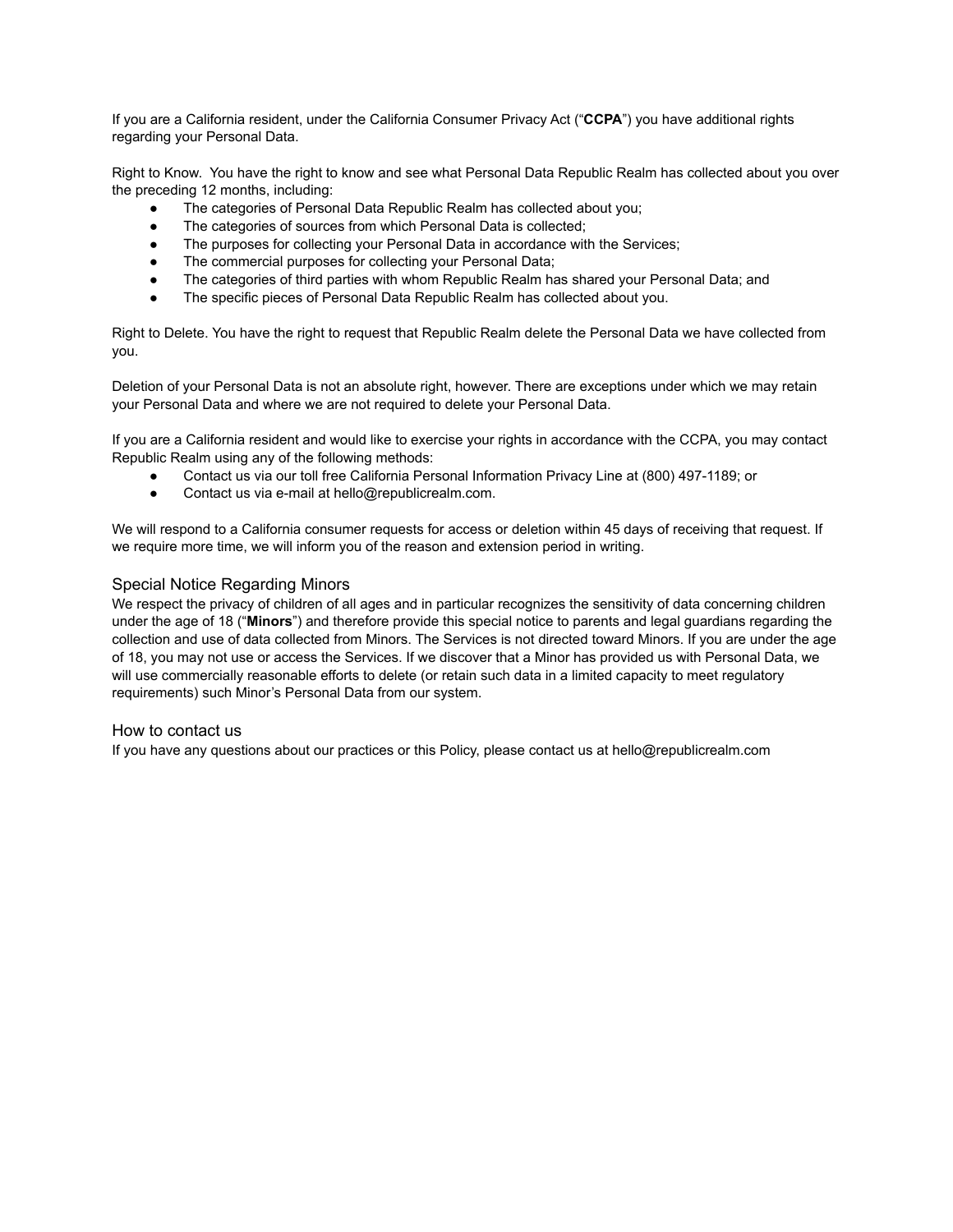If you are a California resident, under the California Consumer Privacy Act (“**CCPA**”) you have additional rights regarding your Personal Data.

Right to Know. You have the right to know and see what Personal Data Republic Realm has collected about you over the preceding 12 months, including:

- The categories of Personal Data Republic Realm has collected about you;
- The categories of sources from which Personal Data is collected;
- The purposes for collecting your Personal Data in accordance with the Services;
- The commercial purposes for collecting your Personal Data;
- The categories of third parties with whom Republic Realm has shared your Personal Data; and
- The specific pieces of Personal Data Republic Realm has collected about you.

Right to Delete. You have the right to request that Republic Realm delete the Personal Data we have collected from you.

Deletion of your Personal Data is not an absolute right, however. There are exceptions under which we may retain your Personal Data and where we are not required to delete your Personal Data.

If you are a California resident and would like to exercise your rights in accordance with the CCPA, you may contact Republic Realm using any of the following methods:

- Contact us via our toll free California Personal Information Privacy Line at (800) 497-1189; or
- Contact us via e-mail at hello@republicrealm.com.

We will respond to a California consumer requests for access or deletion within 45 days of receiving that request. If we require more time, we will inform you of the reason and extension period in writing.

## Special Notice Regarding Minors

We respect the privacy of children of all ages and in particular recognizes the sensitivity of data concerning children under the age of 18 (“**Minors**”) and therefore provide this special notice to parents and legal guardians regarding the collection and use of data collected from Minors. The Services is not directed toward Minors. If you are under the age of 18, you may not use or access the Services. If we discover that a Minor has provided us with Personal Data, we will use commercially reasonable efforts to delete (or retain such data in a limited capacity to meet regulatory requirements) such Minor’s Personal Data from our system.

## How to contact us

If you have any questions about our practices or this Policy, please contact us at hello@republicrealm.com